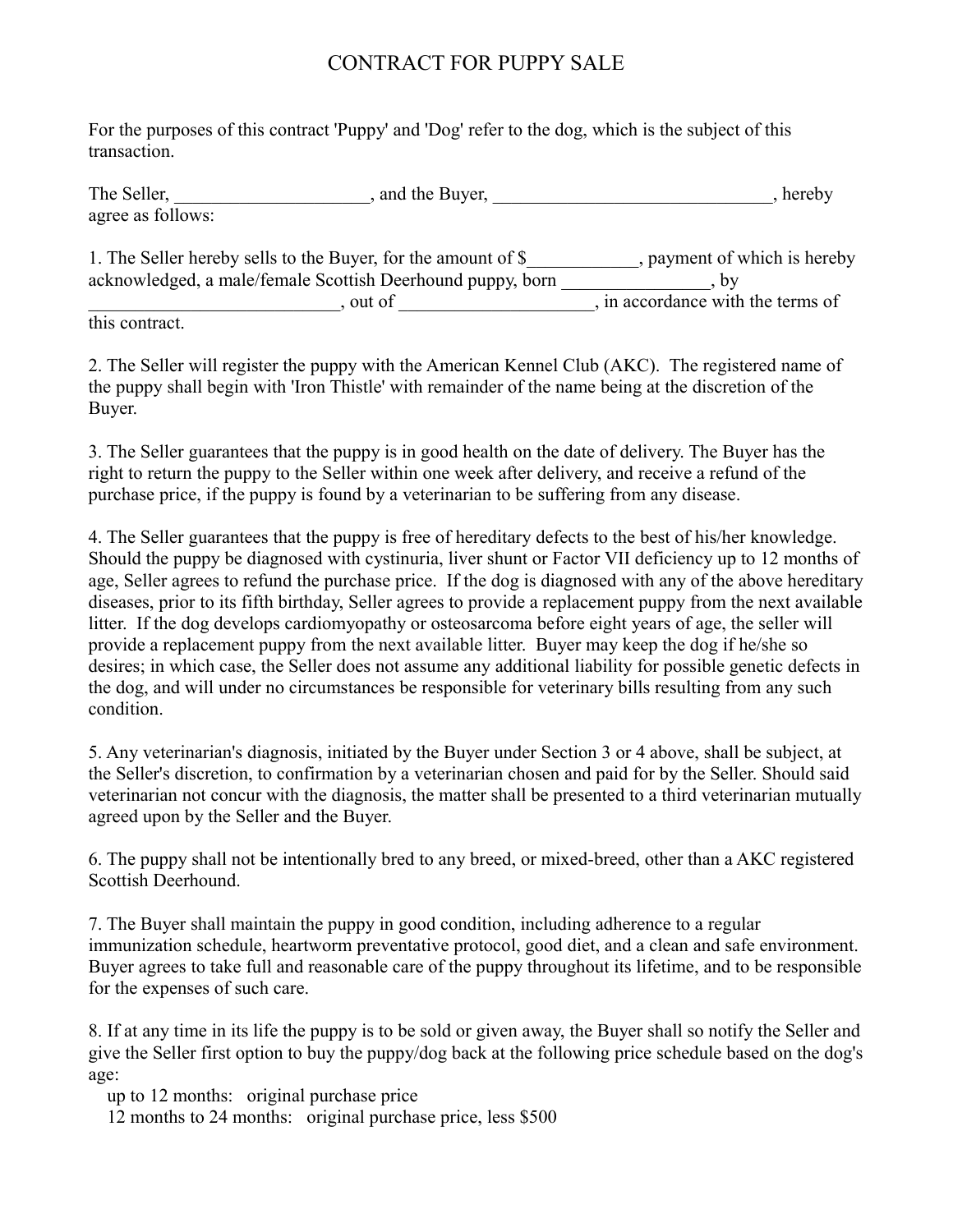# CONTRACT FOR PUPPY SALE

For the purposes of this contract 'Puppy' and 'Dog' refer to the dog, which is the subject of this transaction.

The Seller, _____________________, and the Buyer, ______________________________, hereby agree as follows:

1. The Seller hereby sells to the Buyer, for the amount of $____________, payment of which is hereby acknowledged, a male/female Scottish Deerhound puppy, born ________________, by ___________________________, out of ____________________, in accordance with the terms of this contract.

2. The Seller will register the puppy with the American Kennel Club (AKC). The registered name of the puppy shall begin with 'Iron Thistle' with remainder of the name being at the discretion of the Buyer.

3. The Seller guarantees that the puppy is in good health on the date of delivery. The Buyer has the right to return the puppy to the Seller within one week after delivery, and receive a refund of the purchase price, if the puppy is found by a veterinarian to be suffering from any disease.

4. The Seller guarantees that the puppy is free of hereditary defects to the best of his/her knowledge. Should the puppy be diagnosed with cystinuria, liver shunt or Factor VII deficiency up to 12 months of age, Seller agrees to refund the purchase price. If the dog is diagnosed with any of the above hereditary diseases, prior to its fifth birthday, Seller agrees to provide a replacement puppy from the next available litter. If the dog develops cardiomyopathy or osteosarcoma before eight years of age, the seller will provide a replacement puppy from the next available litter. Buyer may keep the dog if he/she so desires; in which case, the Seller does not assume any additional liability for possible genetic defects in the dog, and will under no circumstances be responsible for veterinary bills resulting from any such condition.

5. Any veterinarian's diagnosis, initiated by the Buyer under Section 3 or 4 above, shall be subject, at the Seller's discretion, to confirmation by a veterinarian chosen and paid for by the Seller. Should said veterinarian not concur with the diagnosis, the matter shall be presented to a third veterinarian mutually agreed upon by the Seller and the Buyer.

6. The puppy shall not be intentionally bred to any breed, or mixed-breed, other than a AKC registered Scottish Deerhound.

7. The Buyer shall maintain the puppy in good condition, including adherence to a regular immunization schedule, heartworm preventative protocol, good diet, and a clean and safe environment. Buyer agrees to take full and reasonable care of the puppy throughout its lifetime, and to be responsible for the expenses of such care.

8. If at any time in its life the puppy is to be sold or given away, the Buyer shall so notify the Seller and give the Seller first option to buy the puppy/dog back at the following price schedule based on the dog's age:

up to 12 months: original purchase price
12 months to 24 months: original purchase price, less $500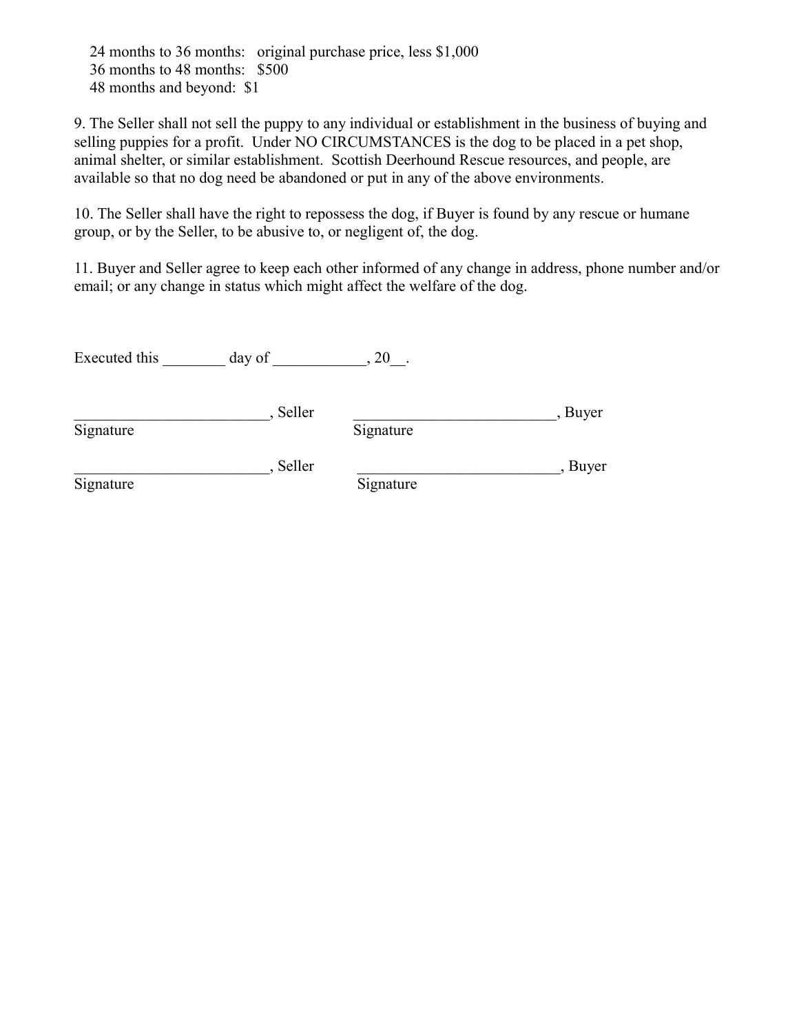24 months to 36 months: original purchase price, less $1,000
36 months to 48 months: $500
48 months and beyond: $1

9. The Seller shall not sell the puppy to any individual or establishment in the business of buying and selling puppies for a profit. Under NO CIRCUMSTANCES is the dog to be placed in a pet shop, animal shelter, or similar establishment. Scottish Deerhound Rescue resources, and people, are available so that no dog need be abandoned or put in any of the above environments.

10. The Seller shall have the right to repossess the dog, if Buyer is found by any rescue or humane group, or by the Seller, to be abusive to, or negligent of, the dog.

11. Buyer and Seller agree to keep each other informed of any change in address, phone number and/or email; or any change in status which might affect the welfare of the dog.

Executed this ________ day of ____________, 20__.

_________________________, Seller
Signature

__________________________, Buyer
Signature

_________________________, Seller
Signature

__________________________, Buyer
Signature